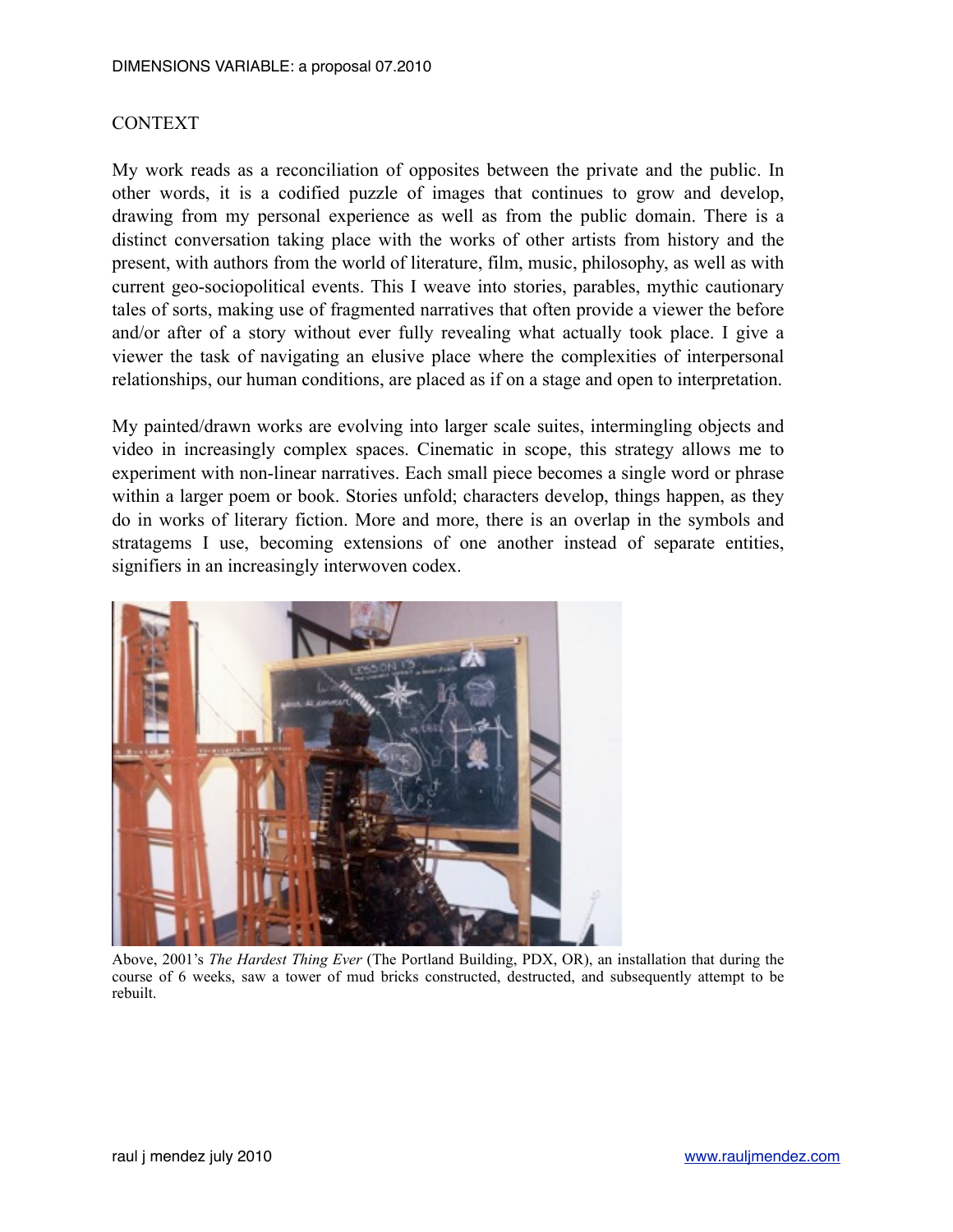## CONTEXT

My work reads as a reconciliation of opposites between the private and the public. In other words, it is a codified puzzle of images that continues to grow and develop, drawing from my personal experience as well as from the public domain. There is a distinct conversation taking place with the works of other artists from history and the present, with authors from the world of literature, film, music, philosophy, as well as with current geo-sociopolitical events. This I weave into stories, parables, mythic cautionary tales of sorts, making use of fragmented narratives that often provide a viewer the before and/or after of a story without ever fully revealing what actually took place. I give a viewer the task of navigating an elusive place where the complexities of interpersonal relationships, our human conditions, are placed as if on a stage and open to interpretation.

My painted/drawn works are evolving into larger scale suites, intermingling objects and video in increasingly complex spaces. Cinematic in scope, this strategy allows me to experiment with non-linear narratives. Each small piece becomes a single word or phrase within a larger poem or book. Stories unfold; characters develop, things happen, as they do in works of literary fiction. More and more, there is an overlap in the symbols and stratagems I use, becoming extensions of one another instead of separate entities, signifiers in an increasingly interwoven codex.

Above, 2001's *The Hardest Thing Ever* (The Portland Building, PDX, OR), an installation that during the course of 6 weeks, saw a tower of mud bricks constructed, destructed, and subsequently attempt to be rebuilt.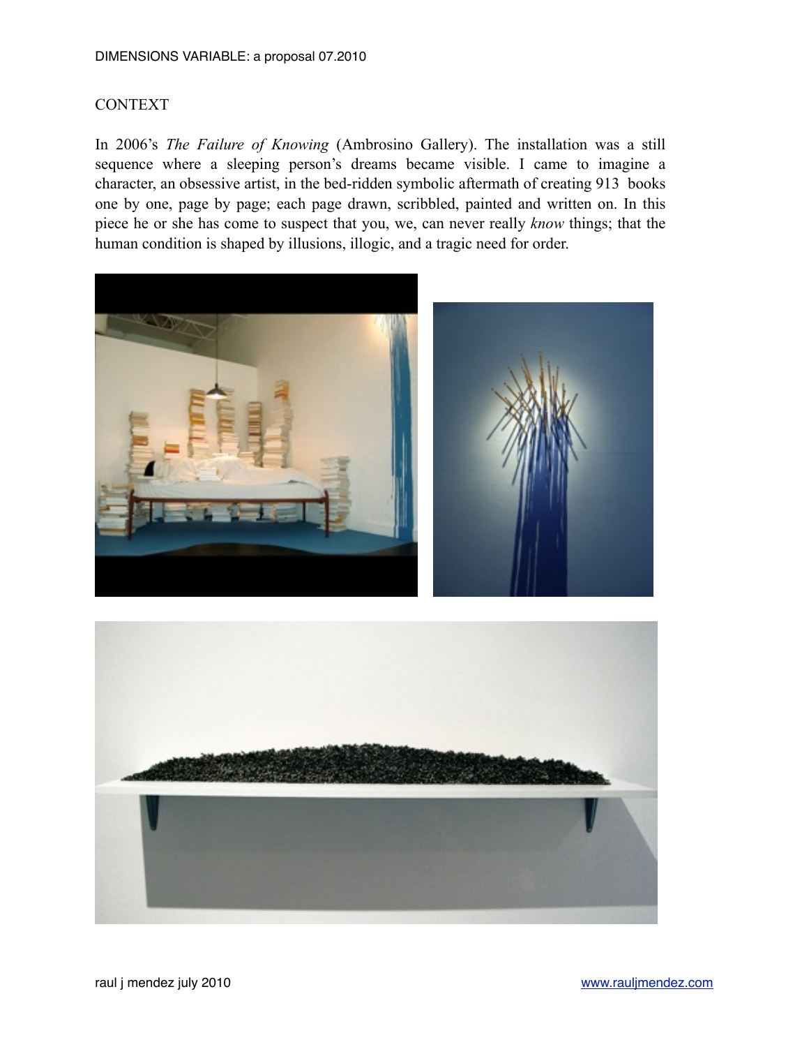DIMENSIONS VARIABLE: a proposal 07.2010

## CONTEXT

In 2006's *The Failure of Knowing* (Ambrosino Gallery). The installation was a still sequence where a sleeping person's dreams became visible. I came to imagine a character, an obsessive artist, in the bed-ridden symbolic aftermath of creating 913 books one by one, page by page; each page drawn, scribbled, painted and written on. In this piece he or she has come to suspect that you, we, can never really *know* things; that the human condition is shaped by illusions, illogic, and a tragic need for order.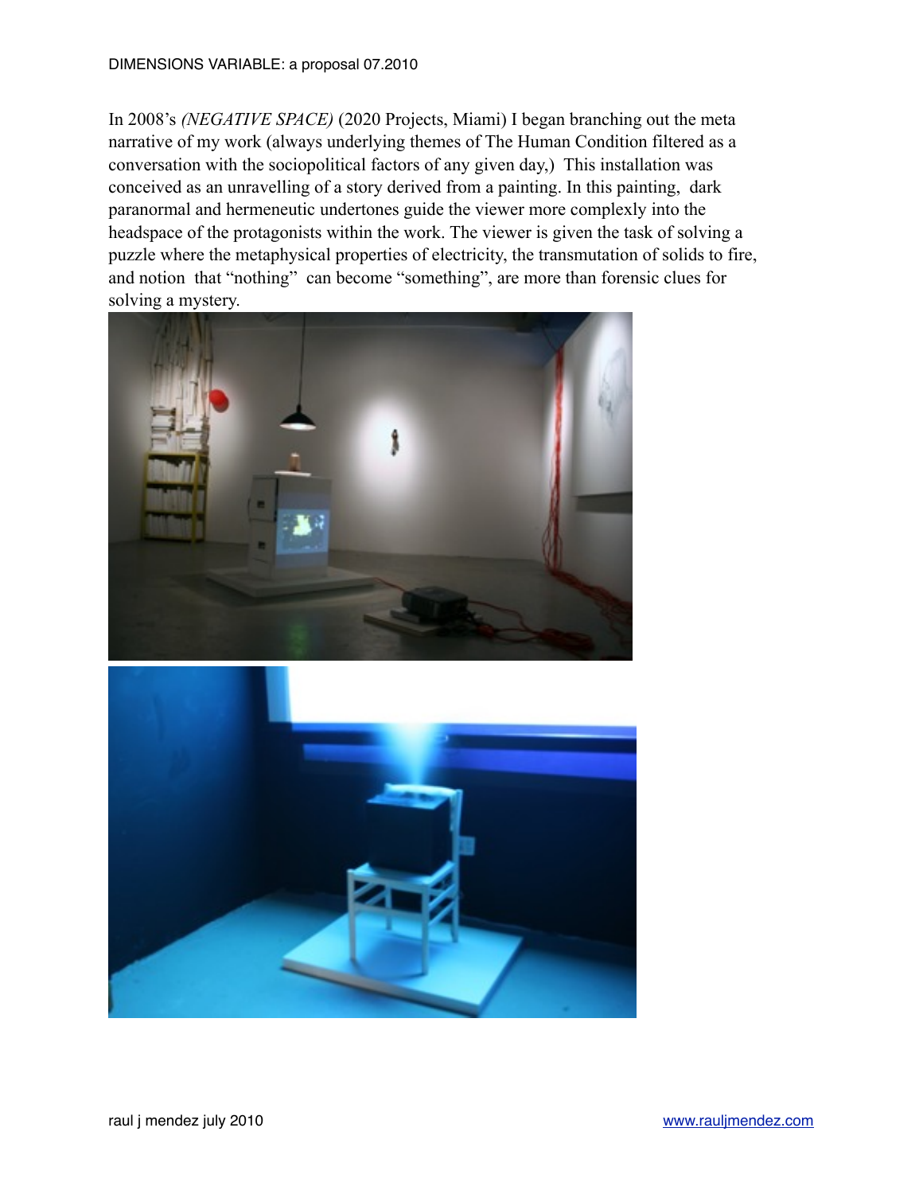In 2008's *(NEGATIVE SPACE)* (2020 Projects, Miami) I began branching out the meta narrative of my work (always underlying themes of The Human Condition filtered as a conversation with the sociopolitical factors of any given day,) This installation was conceived as an unravelling of a story derived from a painting. In this painting, dark paranormal and hermeneutic undertones guide the viewer more complexly into the headspace of the protagonists within the work. The viewer is given the task of solving a puzzle where the metaphysical properties of electricity, the transmutation of solids to fire, and notion that "nothing" can become "something", are more than forensic clues for solving a mystery.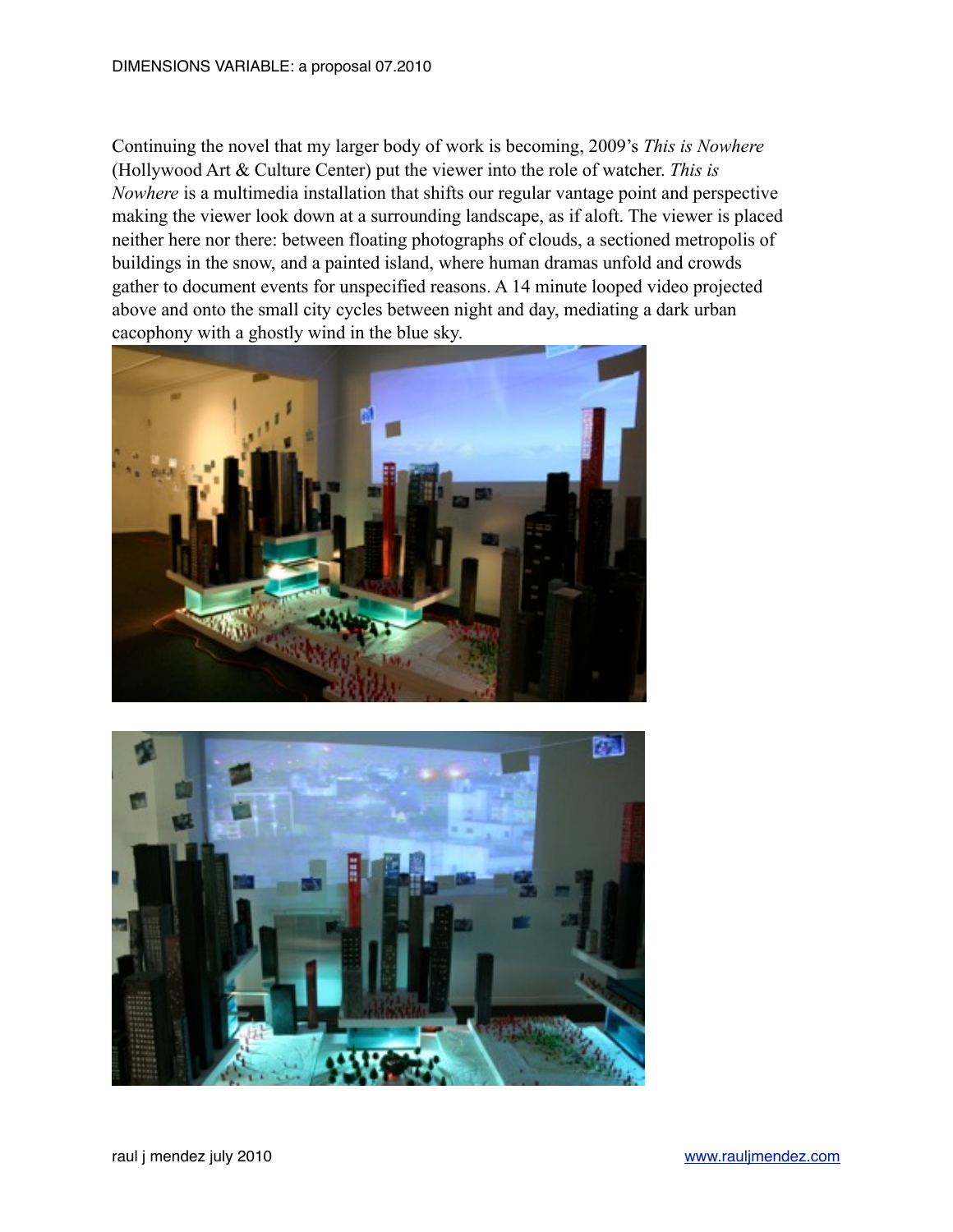Continuing the novel that my larger body of work is becoming, 2009's *This is Nowhere* (Hollywood Art & Culture Center) put the viewer into the role of watcher. *This is Nowhere* is a multimedia installation that shifts our regular vantage point and perspective making the viewer look down at a surrounding landscape, as if aloft. The viewer is placed neither here nor there: between floating photographs of clouds, a sectioned metropolis of buildings in the snow, and a painted island, where human dramas unfold and crowds gather to document events for unspecified reasons. A 14 minute looped video projected above and onto the small city cycles between night and day, mediating a dark urban cacophony with a ghostly wind in the blue sky.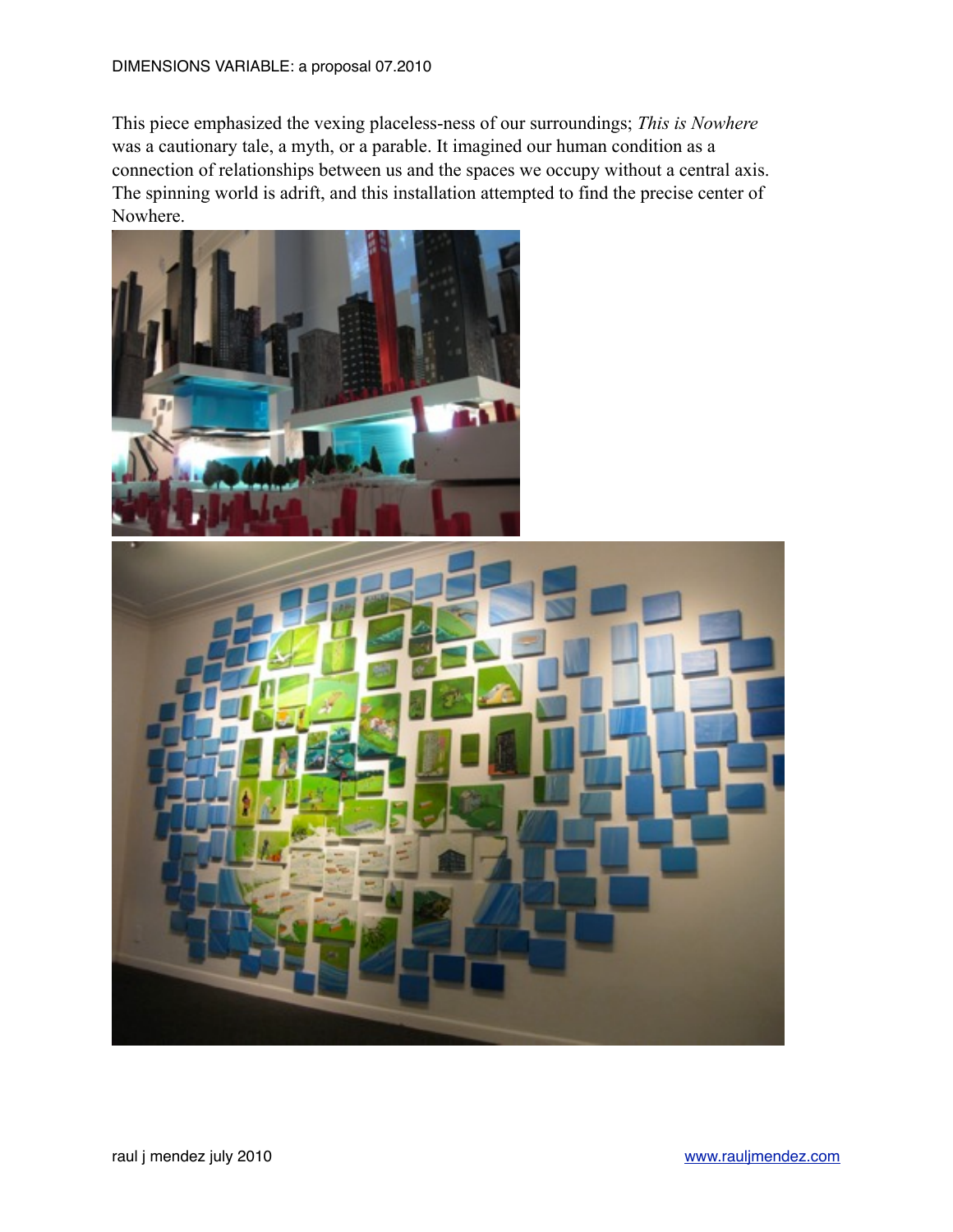This piece emphasized the vexing placeless-ness of our surroundings; *This is Nowhere* was a cautionary tale, a myth, or a parable. It imagined our human condition as a connection of relationships between us and the spaces we occupy without a central axis. The spinning world is adrift, and this installation attempted to find the precise center of Nowhere.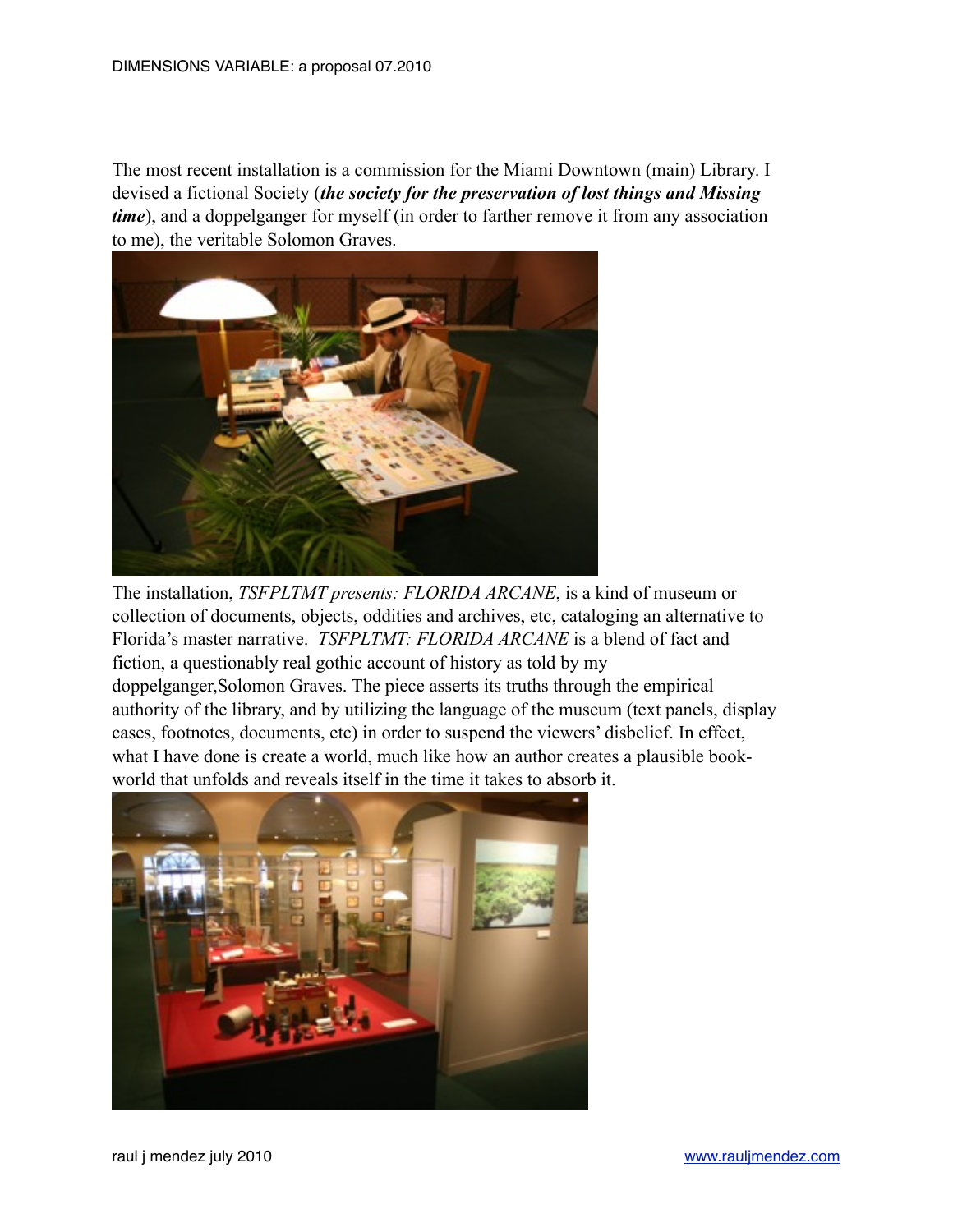The most recent installation is a commission for the Miami Downtown (main) Library. I devised a fictional Society (***the society for the preservation of lost things and Missing time***), and a doppelganger for myself (in order to farther remove it from any association to me), the veritable Solomon Graves.

The installation, *TSFPLTMT presents: FLORIDA ARCANE*, is a kind of museum or collection of documents, objects, oddities and archives, etc, cataloging an alternative to Florida's master narrative. *TSFPLTMT: FLORIDA ARCANE* is a blend of fact and fiction, a questionably real gothic account of history as told by my doppelganger,Solomon Graves. The piece asserts its truths through the empirical authority of the library, and by utilizing the language of the museum (text panels, display cases, footnotes, documents, etc) in order to suspend the viewers' disbelief. In effect, what I have done is create a world, much like how an author creates a plausible book-world that unfolds and reveals itself in the time it takes to absorb it.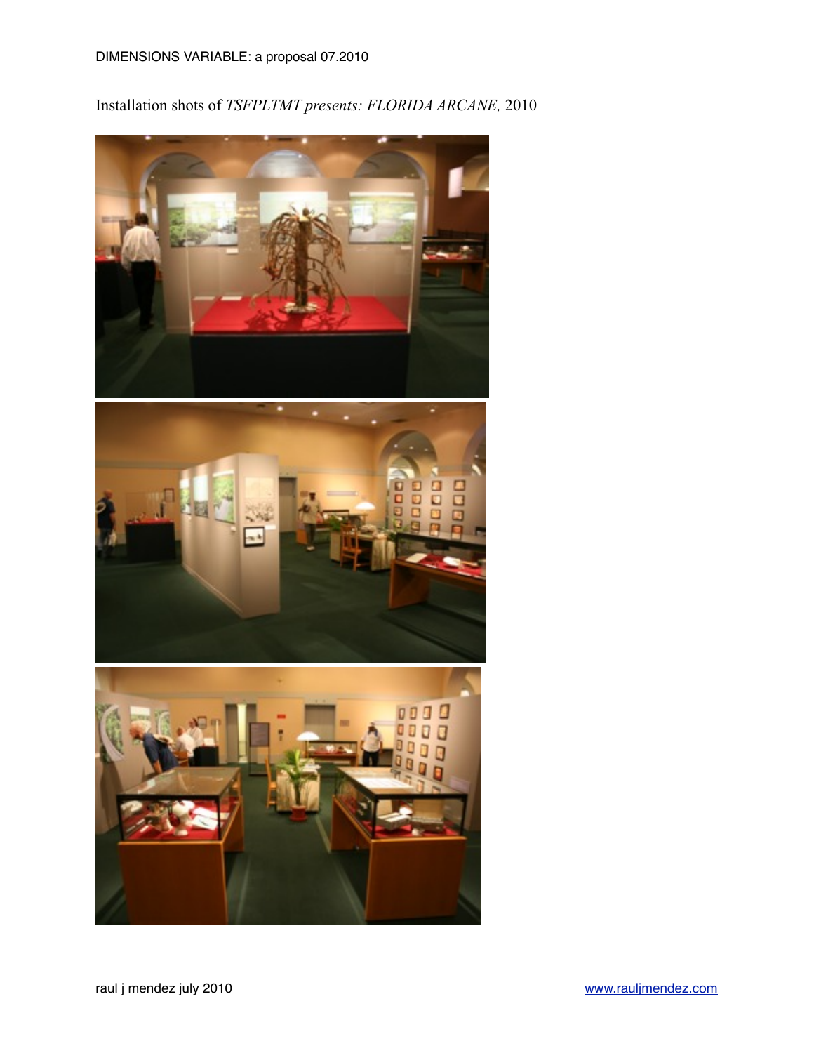Installation shots of *TSFPLTMT presents: FLORIDA ARCANE,* 2010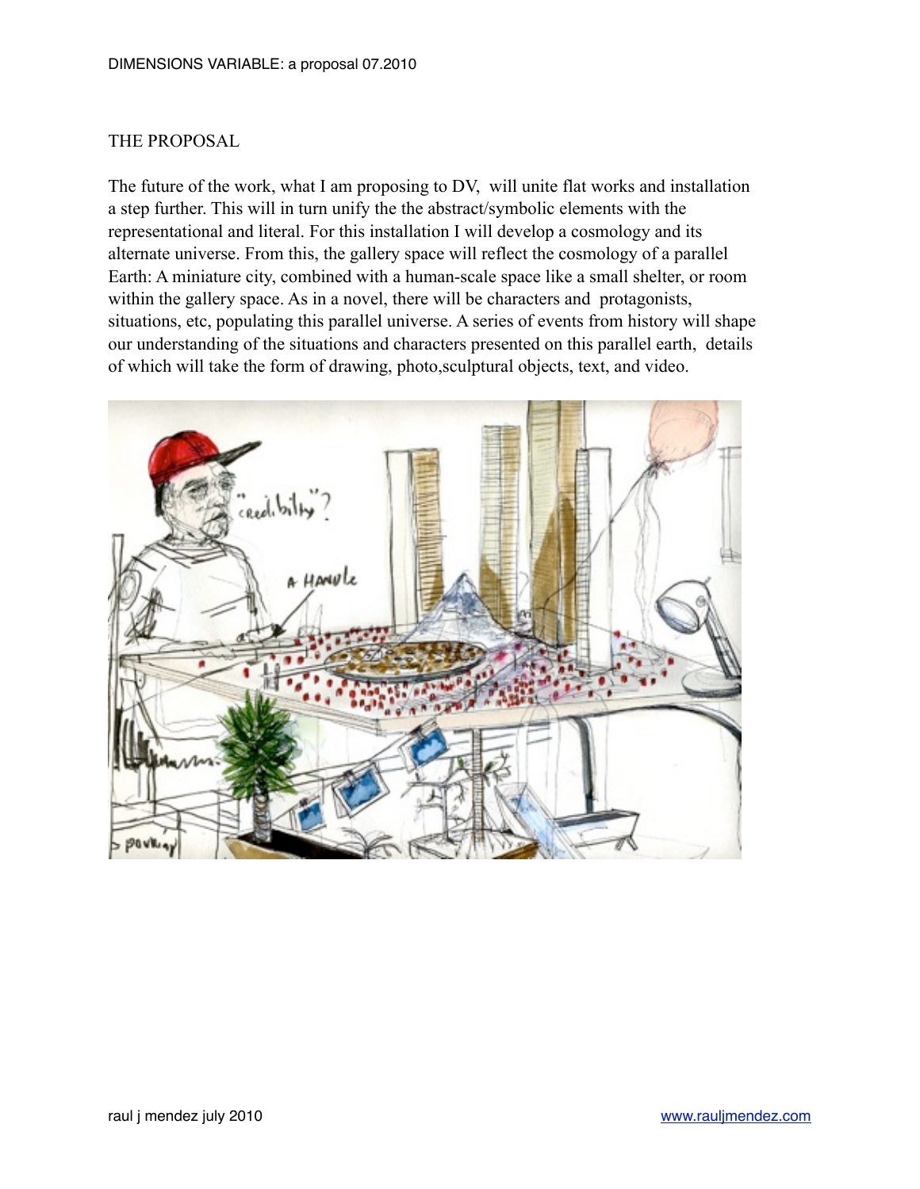## THE PROPOSAL

The future of the work, what I am proposing to DV, will unite flat works and installation a step further. This will in turn unify the the abstract/symbolic elements with the representational and literal. For this installation I will develop a cosmology and its alternate universe. From this, the gallery space will reflect the cosmology of a parallel Earth: A miniature city, combined with a human-scale space like a small shelter, or room within the gallery space. As in a novel, there will be characters and protagonists, situations, etc, populating this parallel universe. A series of events from history will shape our understanding of the situations and characters presented on this parallel earth, details of which will take the form of drawing, photo,sculptural objects, text, and video.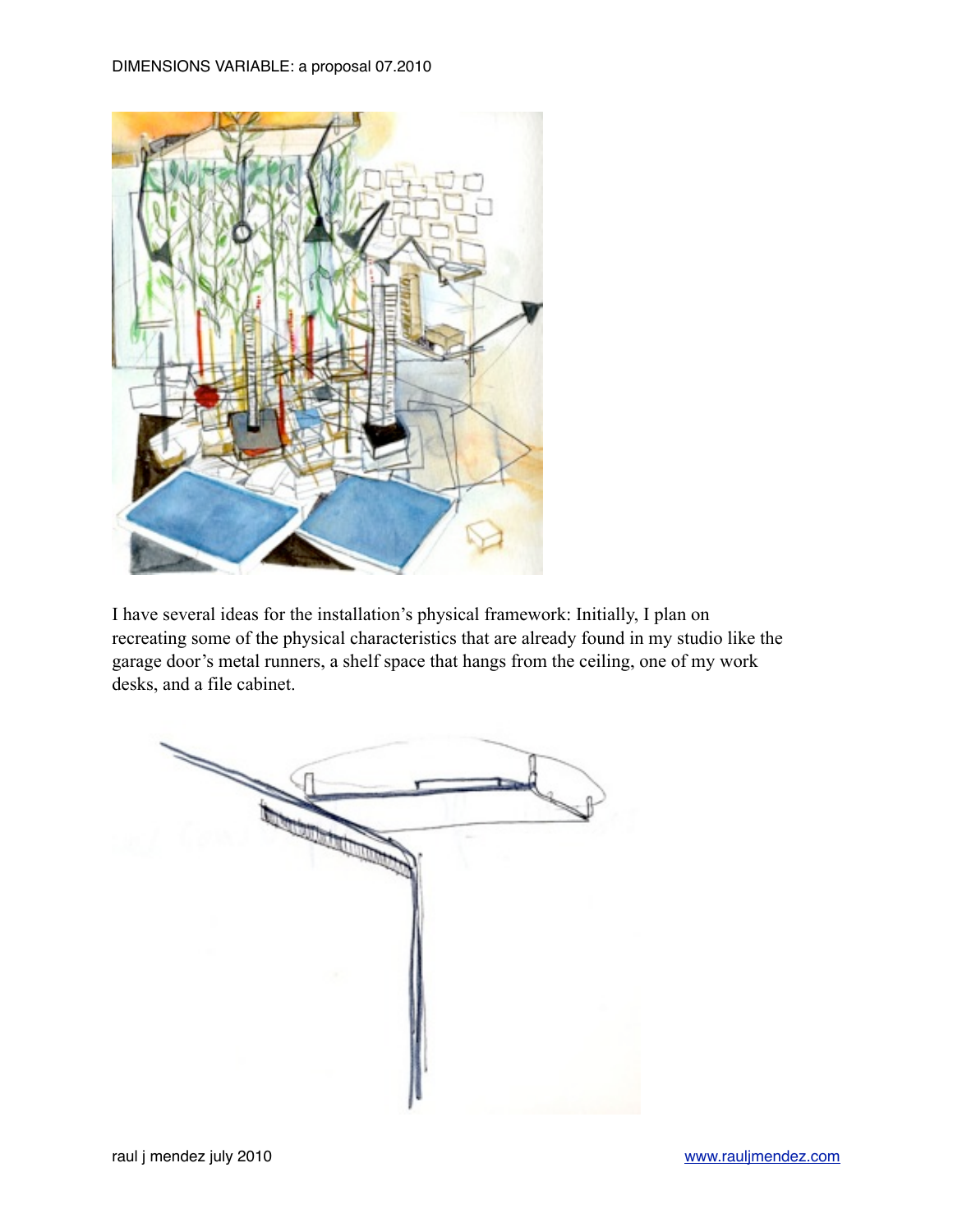I have several ideas for the installation's physical framework: Initially, I plan on recreating some of the physical characteristics that are already found in my studio like the garage door's metal runners, a shelf space that hangs from the ceiling, one of my work desks, and a file cabinet.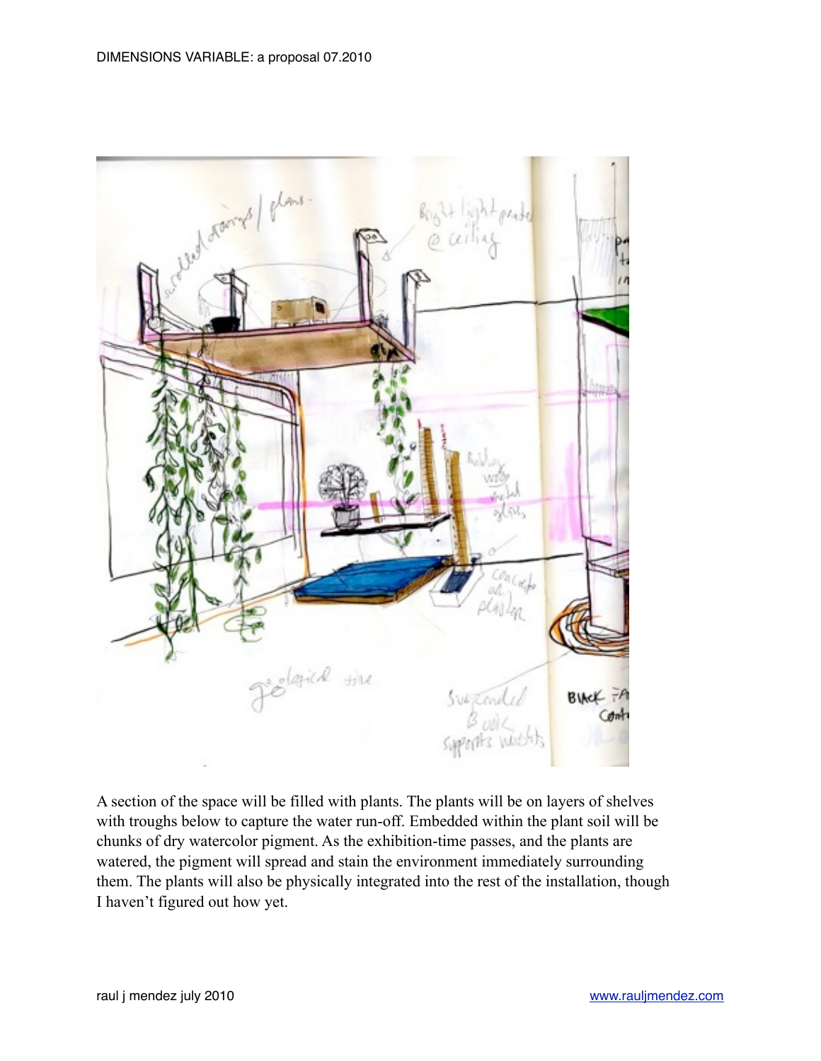A section of the space will be filled with plants. The plants will be on layers of shelves with troughs below to capture the water run-off. Embedded within the plant soil will be chunks of dry watercolor pigment. As the exhibition-time passes, and the plants are watered, the pigment will spread and stain the environment immediately surrounding them. The plants will also be physically integrated into the rest of the installation, though I haven't figured out how yet.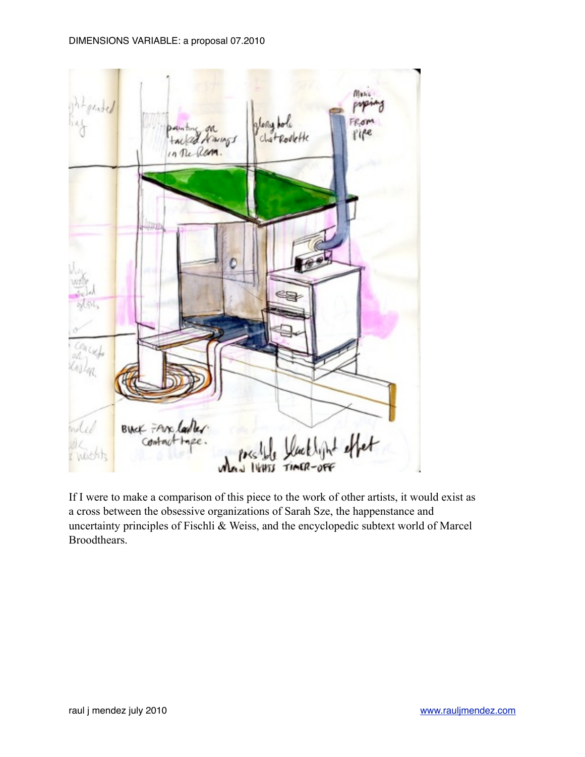If I were to make a comparison of this piece to the work of other artists, it would exist as a cross between the obsessive organizations of Sarah Sze, the happenstance and uncertainty principles of Fischli & Weiss, and the encyclopedic subtext world of Marcel Broodthears.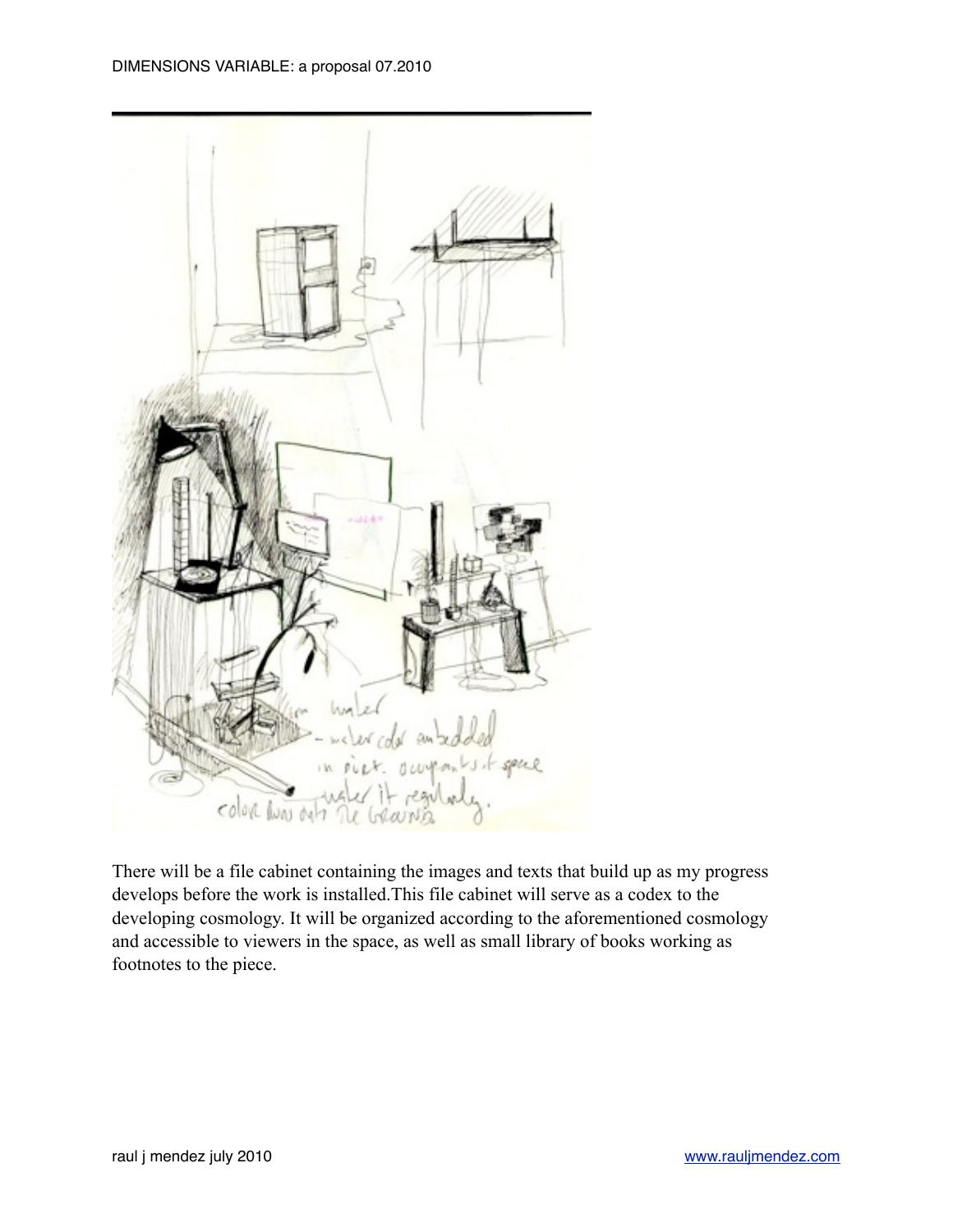There will be a file cabinet containing the images and texts that build up as my progress develops before the work is installed.This file cabinet will serve as a codex to the developing cosmology. It will be organized according to the aforementioned cosmology and accessible to viewers in the space, as well as small library of books working as footnotes to the piece.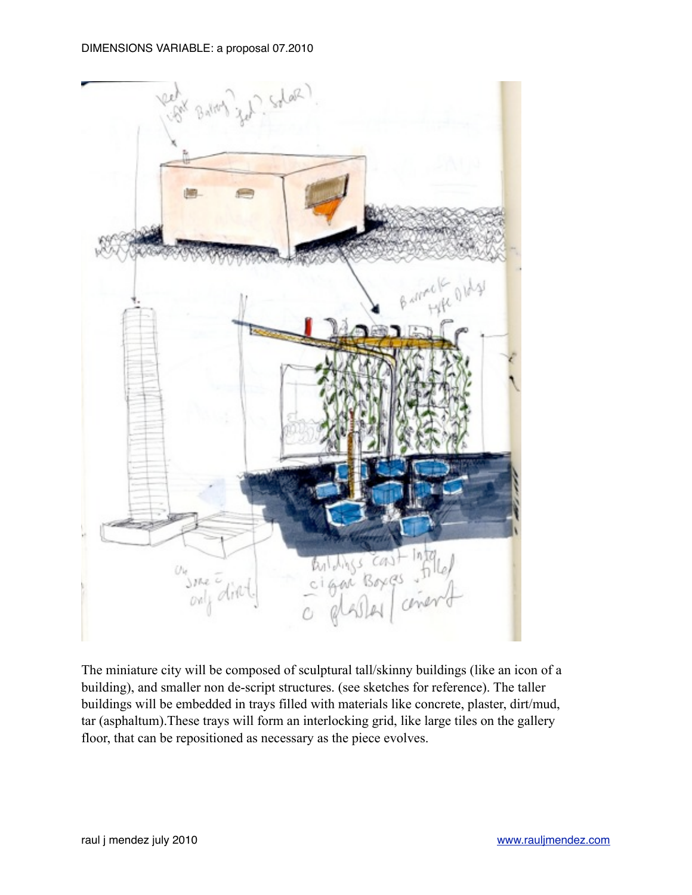The miniature city will be composed of sculptural tall/skinny buildings (like an icon of a building), and smaller non de-script structures. (see sketches for reference). The taller buildings will be embedded in trays filled with materials like concrete, plaster, dirt/mud, tar (asphaltum).These trays will form an interlocking grid, like large tiles on the gallery floor, that can be repositioned as necessary as the piece evolves.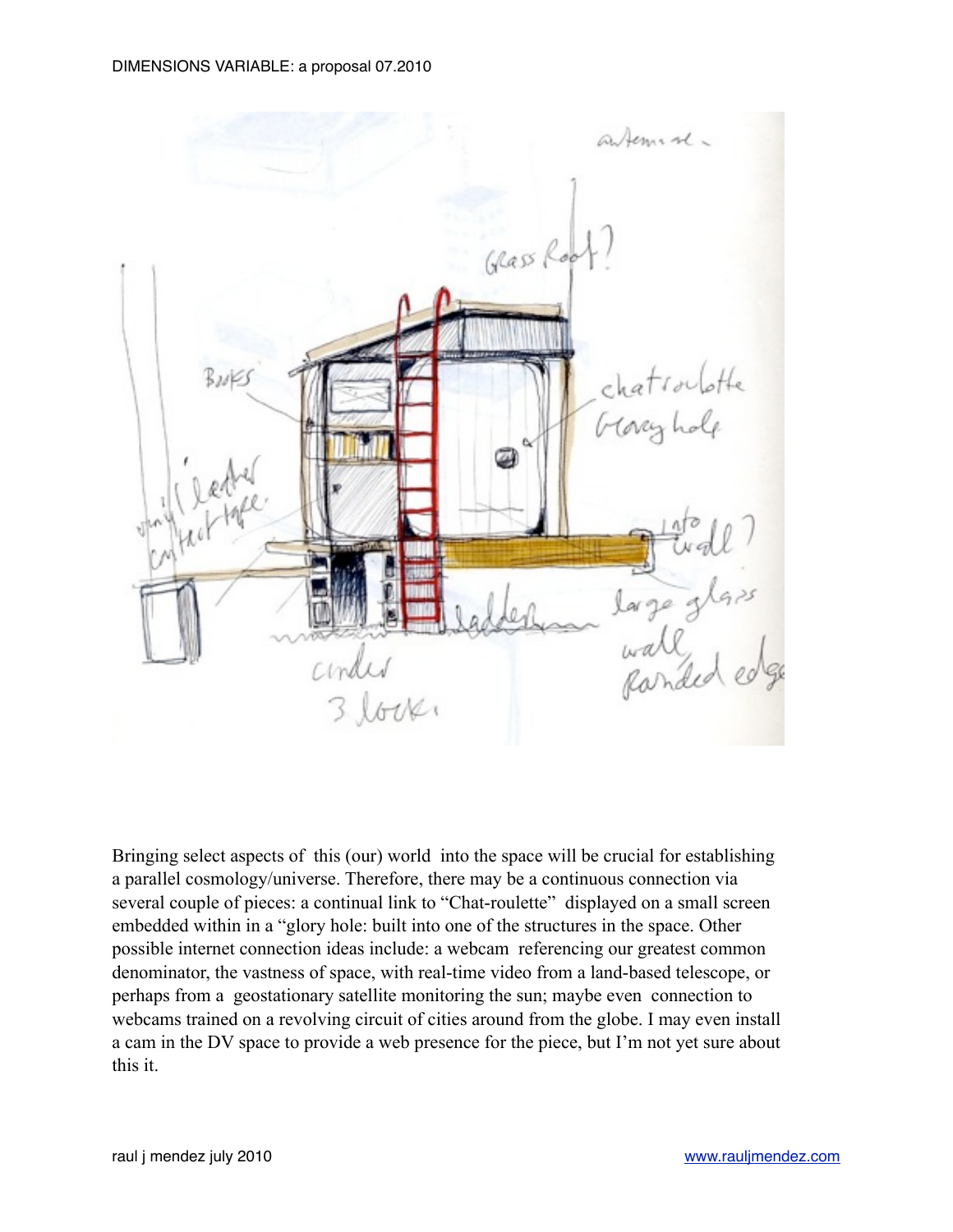DIMENSIONS VARIABLE: a proposal 07.2010

Bringing select aspects of this (our) world into the space will be crucial for establishing a parallel cosmology/universe. Therefore, there may be a continuous connection via several couple of pieces: a continual link to "Chat-roulette" displayed on a small screen embedded within in a "glory hole: built into one of the structures in the space. Other possible internet connection ideas include: a webcam referencing our greatest common denominator, the vastness of space, with real-time video from a land-based telescope, or perhaps from a geostationary satellite monitoring the sun; maybe even connection to webcams trained on a revolving circuit of cities around from the globe. I may even install a cam in the DV space to provide a web presence for the piece, but I'm not yet sure about this it.

raul j mendez july 2010 www.rauljmendez.com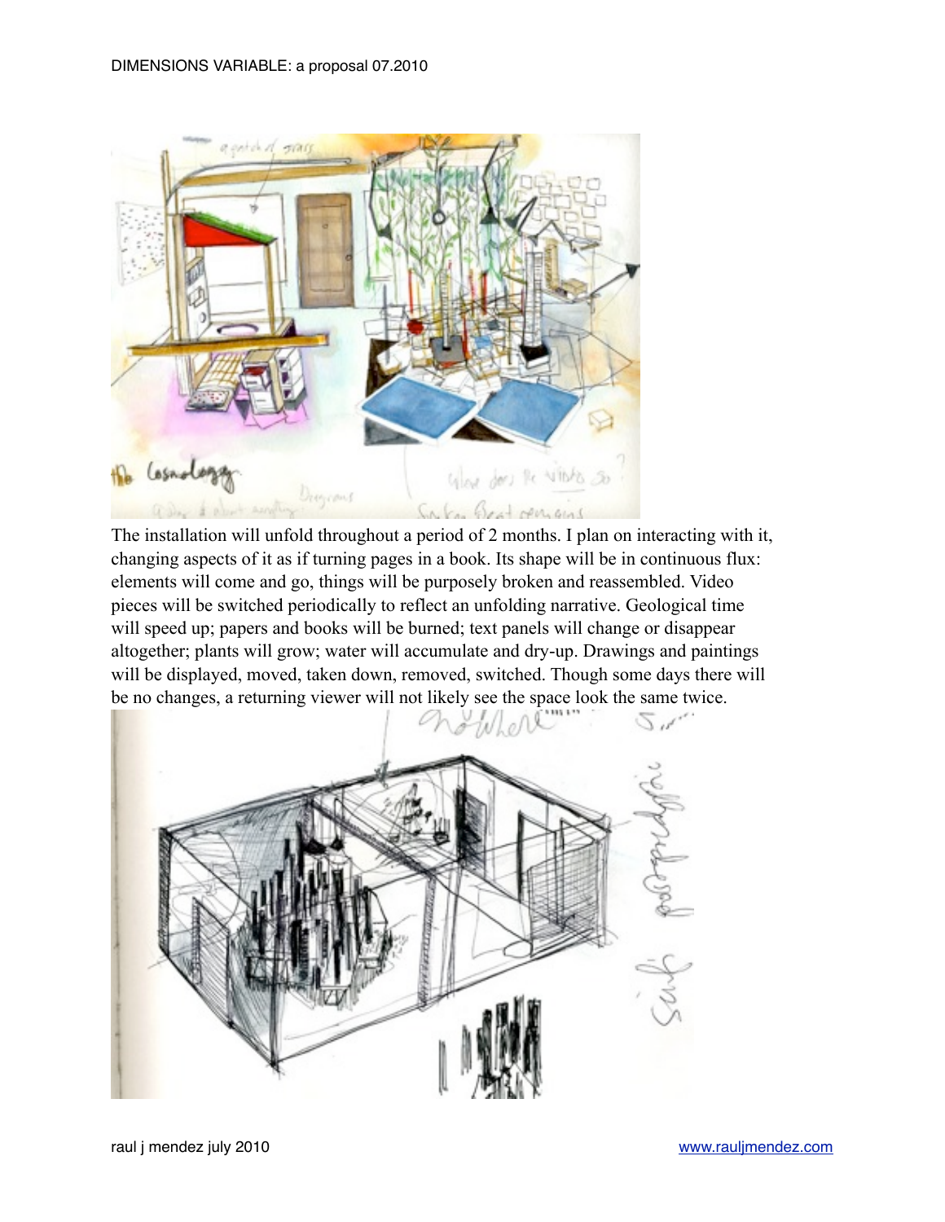The installation will unfold throughout a period of 2 months. I plan on interacting with it, changing aspects of it as if turning pages in a book. Its shape will be in continuous flux: elements will come and go, things will be purposely broken and reassembled. Video pieces will be switched periodically to reflect an unfolding narrative. Geological time will speed up; papers and books will be burned; text panels will change or disappear altogether; plants will grow; water will accumulate and dry-up. Drawings and paintings will be displayed, moved, taken down, removed, switched. Though some days there will be no changes, a returning viewer will not likely see the space look the same twice.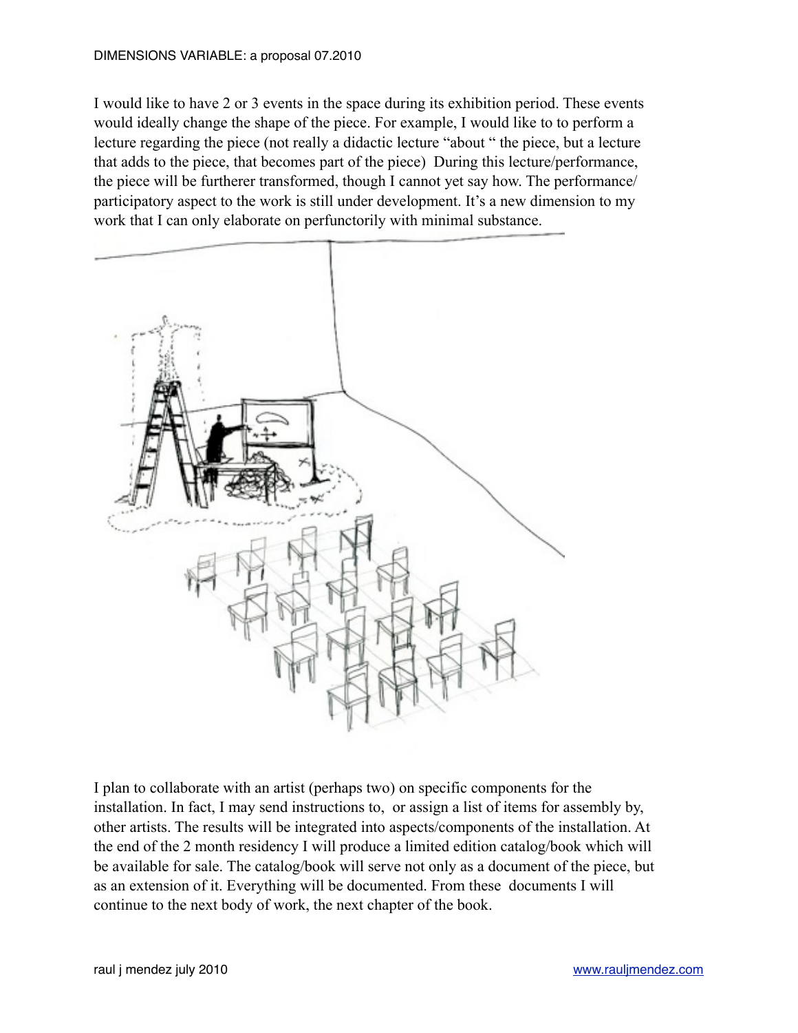I would like to have 2 or 3 events in the space during its exhibition period. These events would ideally change the shape of the piece. For example, I would like to to perform a lecture regarding the piece (not really a didactic lecture "about " the piece, but a lecture that adds to the piece, that becomes part of the piece) During this lecture/performance, the piece will be furtherer transformed, though I cannot yet say how. The performance/ participatory aspect to the work is still under development. It's a new dimension to my work that I can only elaborate on perfunctorily with minimal substance.

I plan to collaborate with an artist (perhaps two) on specific components for the installation. In fact, I may send instructions to, or assign a list of items for assembly by, other artists. The results will be integrated into aspects/components of the installation. At the end of the 2 month residency I will produce a limited edition catalog/book which will be available for sale. The catalog/book will serve not only as a document of the piece, but as an extension of it. Everything will be documented. From these documents I will continue to the next body of work, the next chapter of the book.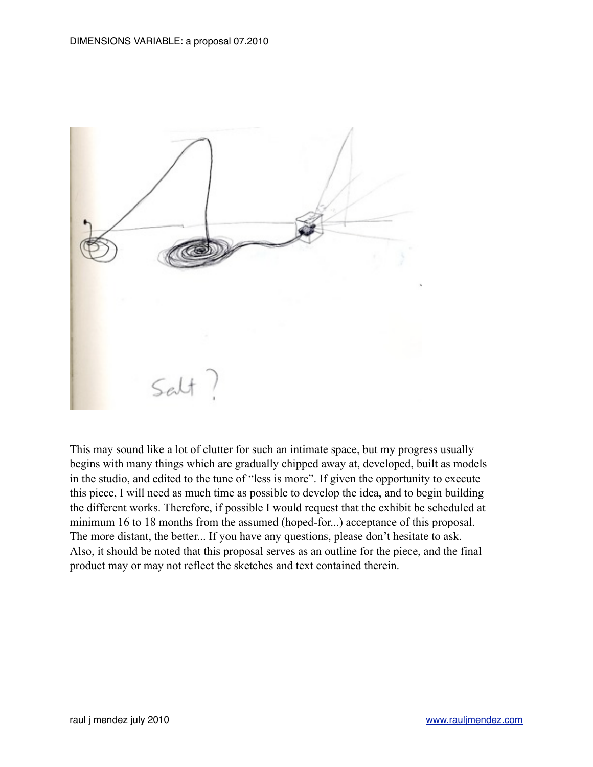Salt ?

This may sound like a lot of clutter for such an intimate space, but my progress usually begins with many things which are gradually chipped away at, developed, built as models in the studio, and edited to the tune of "less is more". If given the opportunity to execute this piece, I will need as much time as possible to develop the idea, and to begin building the different works. Therefore, if possible I would request that the exhibit be scheduled at minimum 16 to 18 months from the assumed (hoped-for...) acceptance of this proposal. The more distant, the better... If you have any questions, please don't hesitate to ask. Also, it should be noted that this proposal serves as an outline for the piece, and the final product may or may not reflect the sketches and text contained therein.